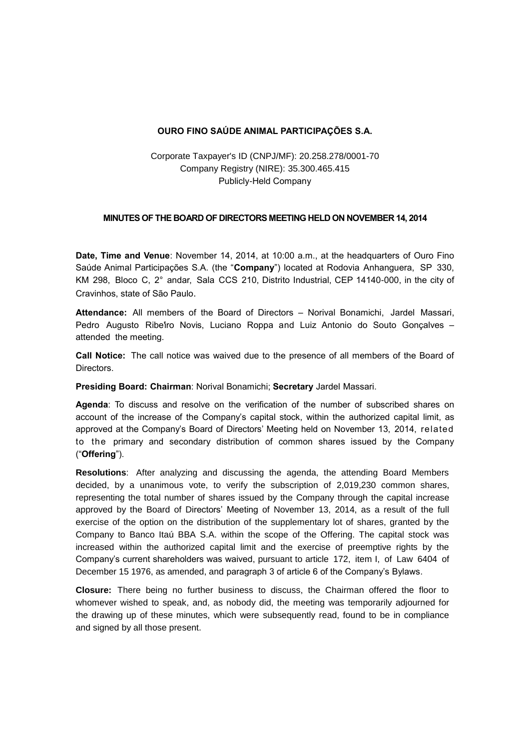**OURO FINO SAÚDE ANIMAL PARTICIPAÇÕES S.A.**

Corporate Taxpayer's ID (CNPJ/MF): 20.258.278/0001-70
Company Registry (NIRE): 35.300.465.415
Publicly-Held Company

**MINUTES OF THE BOARD OF DIRECTORS MEETING HELD ON NOVEMBER 14, 2014**

**Date, Time and Venue**: November 14, 2014, at 10:00 a.m., at the headquarters of Ouro Fino Saúde Animal Participações S.A. (the "**Company**") located at Rodovia Anhanguera, SP 330, KM 298, Bloco C, 2° andar, Sala CCS 210, Distrito Industrial, CEP 14140-000, in the city of Cravinhos, state of São Paulo.

**Attendance:** All members of the Board of Directors – Norival Bonamichi, Jardel Massari, Pedro Augusto Ribeiro Novis, Luciano Roppa and Luiz Antonio do Souto Gonçalves – attended the meeting.

**Call Notice:** The call notice was waived due to the presence of all members of the Board of Directors.

**Presiding Board: Chairman**: Norival Bonamichi; **Secretary** Jardel Massari.

**Agenda**: To discuss and resolve on the verification of the number of subscribed shares on account of the increase of the Company's capital stock, within the authorized capital limit, as approved at the Company's Board of Directors' Meeting held on November 13, 2014, related to the primary and secondary distribution of common shares issued by the Company ("**Offering**").

**Resolutions**: After analyzing and discussing the agenda, the attending Board Members decided, by a unanimous vote, to verify the subscription of 2,019,230 common shares, representing the total number of shares issued by the Company through the capital increase approved by the Board of Directors' Meeting of November 13, 2014, as a result of the full exercise of the option on the distribution of the supplementary lot of shares, granted by the Company to Banco Itaú BBA S.A. within the scope of the Offering. The capital stock was increased within the authorized capital limit and the exercise of preemptive rights by the Company's current shareholders was waived, pursuant to article 172, item I, of Law 6404 of December 15 1976, as amended, and paragraph 3 of article 6 of the Company's Bylaws.

**Closure:** There being no further business to discuss, the Chairman offered the floor to whomever wished to speak, and, as nobody did, the meeting was temporarily adjourned for the drawing up of these minutes, which were subsequently read, found to be in compliance and signed by all those present.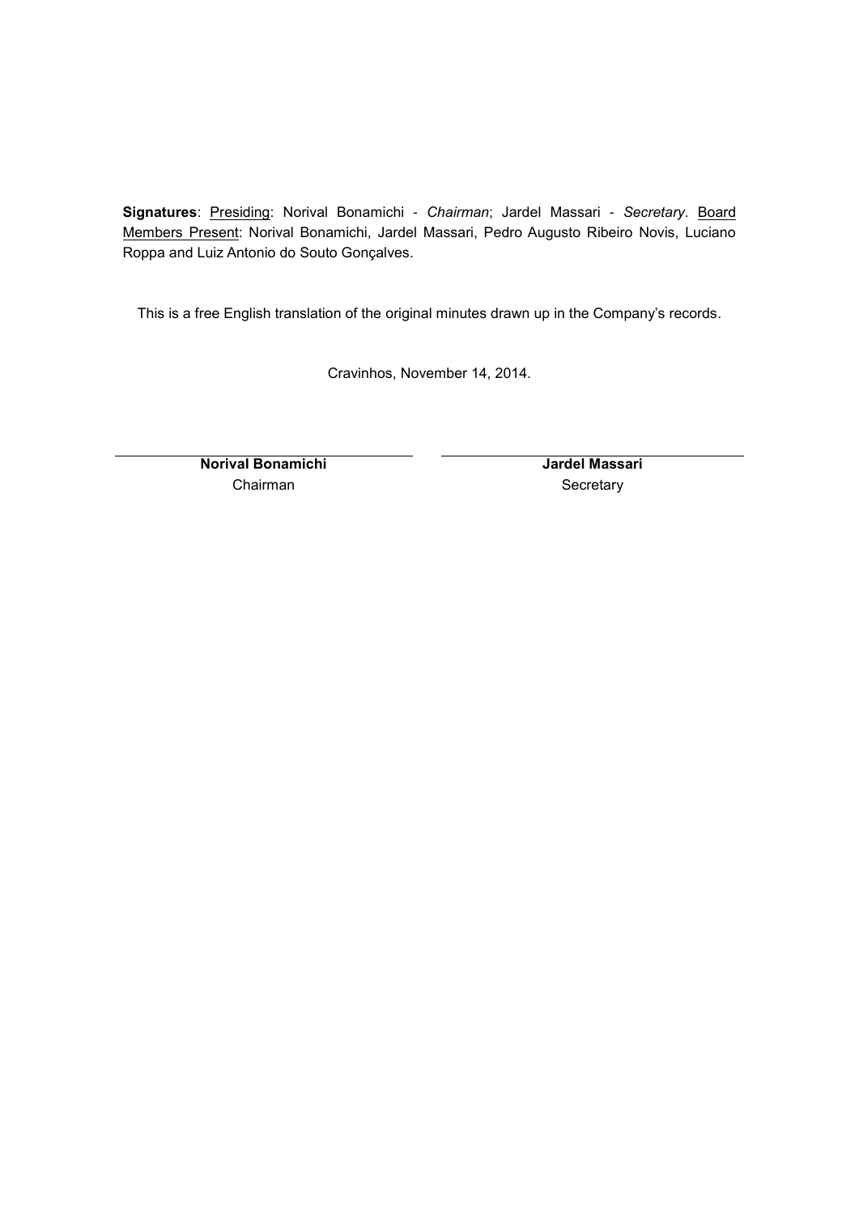**Signatures**: Presiding: Norival Bonamichi - *Chairman*; Jardel Massari - *Secretary*. Board Members Present: Norival Bonamichi, Jardel Massari, Pedro Augusto Ribeiro Novis, Luciano Roppa and Luiz Antonio do Souto Gonçalves.

This is a free English translation of the original minutes drawn up in the Company's records.

Cravinhos, November 14, 2014.

| | |
|---|---|
| **Norival Bonamichi** | **Jardel Massari** |
| Chairman | Secretary |